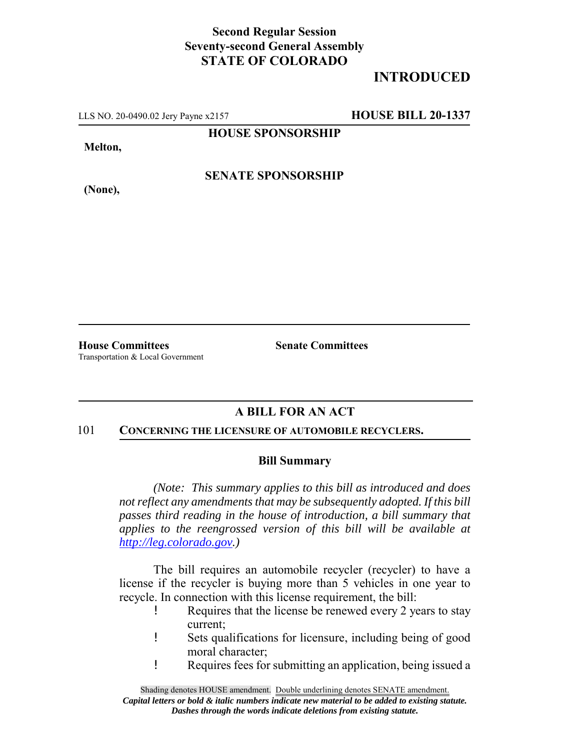**Second Regular Session**
**Seventy-second General Assembly**
**STATE OF COLORADO**

# INTRODUCED

LLS NO. 20-0490.02 Jery Payne x2157 **HOUSE BILL 20-1337**

**HOUSE SPONSORSHIP**

**Melton,**

**SENATE SPONSORSHIP**

**(None),**

---

**House Committees**
Transportation & Local Government

**Senate Committees**

---

## A BILL FOR AN ACT

101 **CONCERNING THE LICENSURE OF AUTOMOBILE RECYCLERS.**

### Bill Summary

*(Note: This summary applies to this bill as introduced and does not reflect any amendments that may be subsequently adopted. If this bill passes third reading in the house of introduction, a bill summary that applies to the reengrossed version of this bill will be available at http://leg.colorado.gov.)*

The bill requires an automobile recycler (recycler) to have a license if the recycler is buying more than 5 vehicles in one year to recycle. In connection with this license requirement, the bill:

- Requires that the license be renewed every 2 years to stay current;
- Sets qualifications for licensure, including being of good moral character;
- Requires fees for submitting an application, being issued a

Shading denotes HOUSE amendment. Double underlining denotes SENATE amendment.
*Capital letters or bold & italic numbers indicate new material to be added to existing statute.*
*Dashes through the words indicate deletions from existing statute.*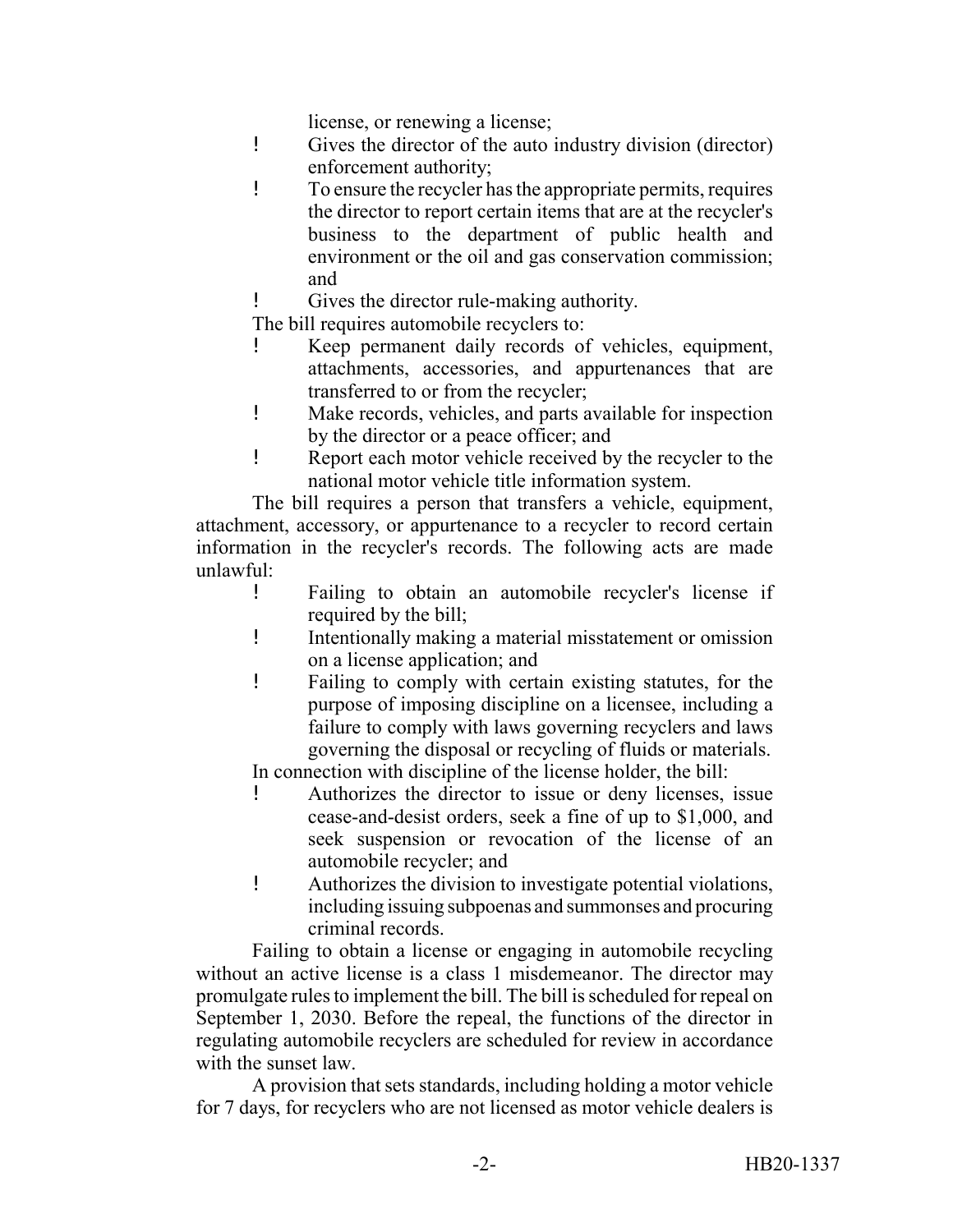license, or renewing a license;

- Gives the director of the auto industry division (director) enforcement authority;
- To ensure the recycler has the appropriate permits, requires the director to report certain items that are at the recycler's business to the department of public health and environment or the oil and gas conservation commission; and
- Gives the director rule-making authority.

The bill requires automobile recyclers to:

- Keep permanent daily records of vehicles, equipment, attachments, accessories, and appurtenances that are transferred to or from the recycler;
- Make records, vehicles, and parts available for inspection by the director or a peace officer; and
- Report each motor vehicle received by the recycler to the national motor vehicle title information system.

The bill requires a person that transfers a vehicle, equipment, attachment, accessory, or appurtenance to a recycler to record certain information in the recycler's records. The following acts are made unlawful:

- Failing to obtain an automobile recycler's license if required by the bill;
- Intentionally making a material misstatement or omission on a license application; and
- Failing to comply with certain existing statutes, for the purpose of imposing discipline on a licensee, including a failure to comply with laws governing recyclers and laws governing the disposal or recycling of fluids or materials.

In connection with discipline of the license holder, the bill:

- Authorizes the director to issue or deny licenses, issue cease-and-desist orders, seek a fine of up to $1,000, and seek suspension or revocation of the license of an automobile recycler; and
- Authorizes the division to investigate potential violations, including issuing subpoenas and summonses and procuring criminal records.

Failing to obtain a license or engaging in automobile recycling without an active license is a class 1 misdemeanor. The director may promulgate rules to implement the bill. The bill is scheduled for repeal on September 1, 2030. Before the repeal, the functions of the director in regulating automobile recyclers are scheduled for review in accordance with the sunset law.

A provision that sets standards, including holding a motor vehicle for 7 days, for recyclers who are not licensed as motor vehicle dealers is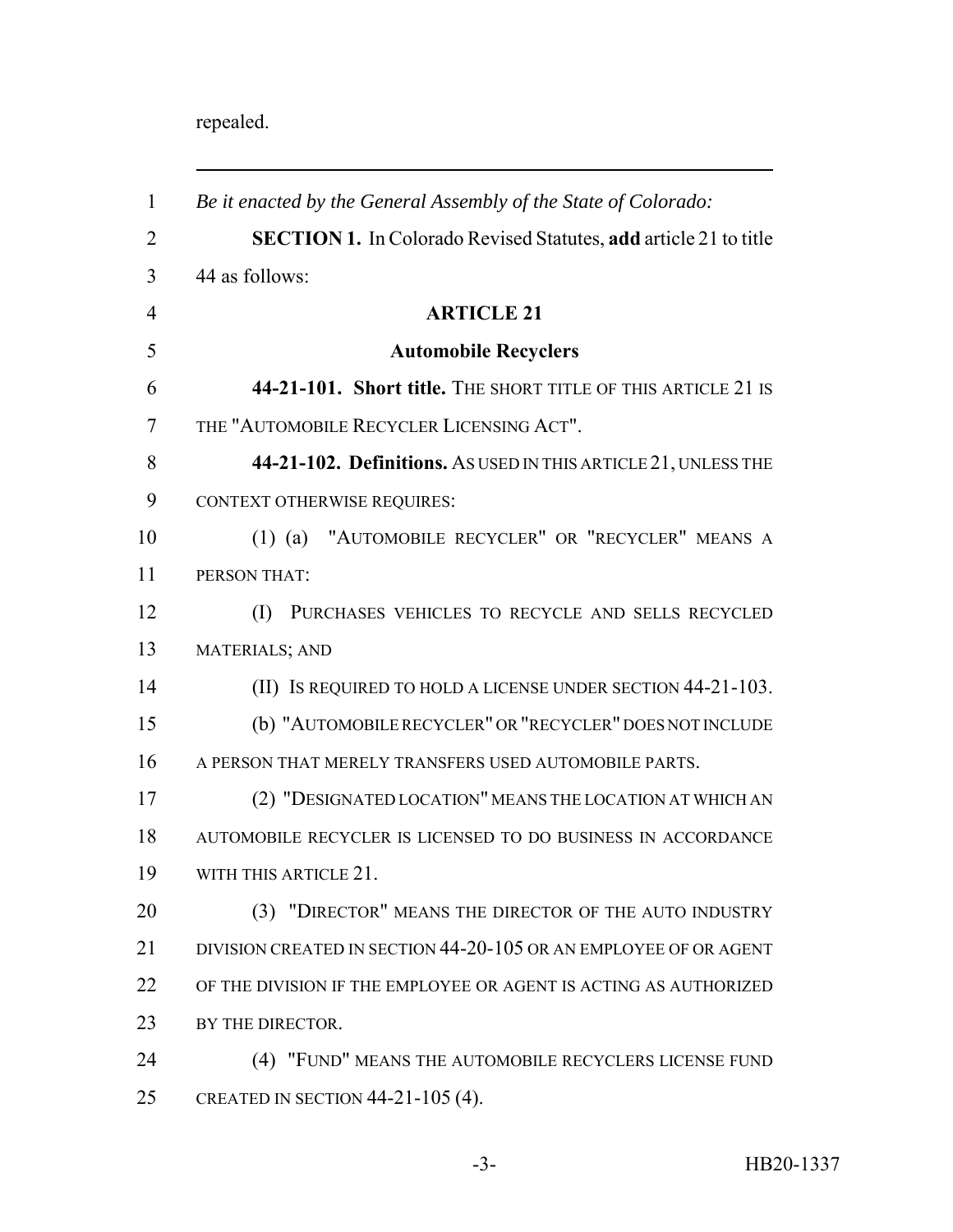repealed.

---

*Be it enacted by the General Assembly of the State of Colorado:*

**SECTION 1.** In Colorado Revised Statutes, **add** article 21 to title 44 as follows:

**ARTICLE 21**

**Automobile Recyclers**

**44-21-101. Short title.** THE SHORT TITLE OF THIS ARTICLE 21 IS THE "AUTOMOBILE RECYCLER LICENSING ACT".

**44-21-102. Definitions.** AS USED IN THIS ARTICLE 21, UNLESS THE CONTEXT OTHERWISE REQUIRES:

(1) (a) "AUTOMOBILE RECYCLER" OR "RECYCLER" MEANS A PERSON THAT:

(I) PURCHASES VEHICLES TO RECYCLE AND SELLS RECYCLED MATERIALS; AND

(II) IS REQUIRED TO HOLD A LICENSE UNDER SECTION 44-21-103.

(b) "AUTOMOBILE RECYCLER" OR "RECYCLER" DOES NOT INCLUDE A PERSON THAT MERELY TRANSFERS USED AUTOMOBILE PARTS.

(2) "DESIGNATED LOCATION" MEANS THE LOCATION AT WHICH AN AUTOMOBILE RECYCLER IS LICENSED TO DO BUSINESS IN ACCORDANCE WITH THIS ARTICLE 21.

(3) "DIRECTOR" MEANS THE DIRECTOR OF THE AUTO INDUSTRY DIVISION CREATED IN SECTION 44-20-105 OR AN EMPLOYEE OF OR AGENT OF THE DIVISION IF THE EMPLOYEE OR AGENT IS ACTING AS AUTHORIZED BY THE DIRECTOR.

(4) "FUND" MEANS THE AUTOMOBILE RECYCLERS LICENSE FUND CREATED IN SECTION 44-21-105 (4).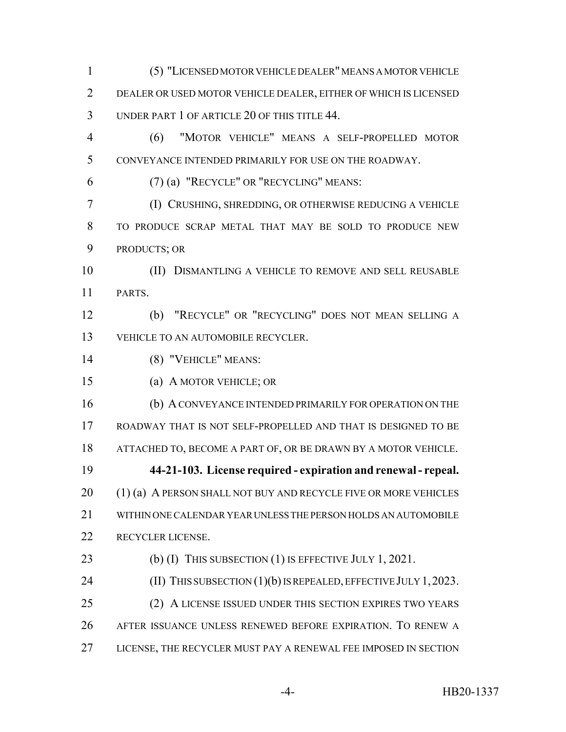(5) "LICENSED MOTOR VEHICLE DEALER" MEANS A MOTOR VEHICLE DEALER OR USED MOTOR VEHICLE DEALER, EITHER OF WHICH IS LICENSED UNDER PART 1 OF ARTICLE 20 OF THIS TITLE 44.

(6) "MOTOR VEHICLE" MEANS A SELF-PROPELLED MOTOR CONVEYANCE INTENDED PRIMARILY FOR USE ON THE ROADWAY.

(7) (a) "RECYCLE" OR "RECYCLING" MEANS:

(I) CRUSHING, SHREDDING, OR OTHERWISE REDUCING A VEHICLE TO PRODUCE SCRAP METAL THAT MAY BE SOLD TO PRODUCE NEW PRODUCTS; OR

(II) DISMANTLING A VEHICLE TO REMOVE AND SELL REUSABLE PARTS.

(b) "RECYCLE" OR "RECYCLING" DOES NOT MEAN SELLING A VEHICLE TO AN AUTOMOBILE RECYCLER.

(8) "VEHICLE" MEANS:

(a) A MOTOR VEHICLE; OR

(b) A CONVEYANCE INTENDED PRIMARILY FOR OPERATION ON THE ROADWAY THAT IS NOT SELF-PROPELLED AND THAT IS DESIGNED TO BE ATTACHED TO, BECOME A PART OF, OR BE DRAWN BY A MOTOR VEHICLE.

**44-21-103. License required - expiration and renewal - repeal.** (1) (a) A PERSON SHALL NOT BUY AND RECYCLE FIVE OR MORE VEHICLES WITHIN ONE CALENDAR YEAR UNLESS THE PERSON HOLDS AN AUTOMOBILE RECYCLER LICENSE.

(b) (I) THIS SUBSECTION (1) IS EFFECTIVE JULY 1, 2021.

(II) THIS SUBSECTION (1)(b) IS REPEALED, EFFECTIVE JULY 1, 2023.

(2) A LICENSE ISSUED UNDER THIS SECTION EXPIRES TWO YEARS AFTER ISSUANCE UNLESS RENEWED BEFORE EXPIRATION. TO RENEW A LICENSE, THE RECYCLER MUST PAY A RENEWAL FEE IMPOSED IN SECTION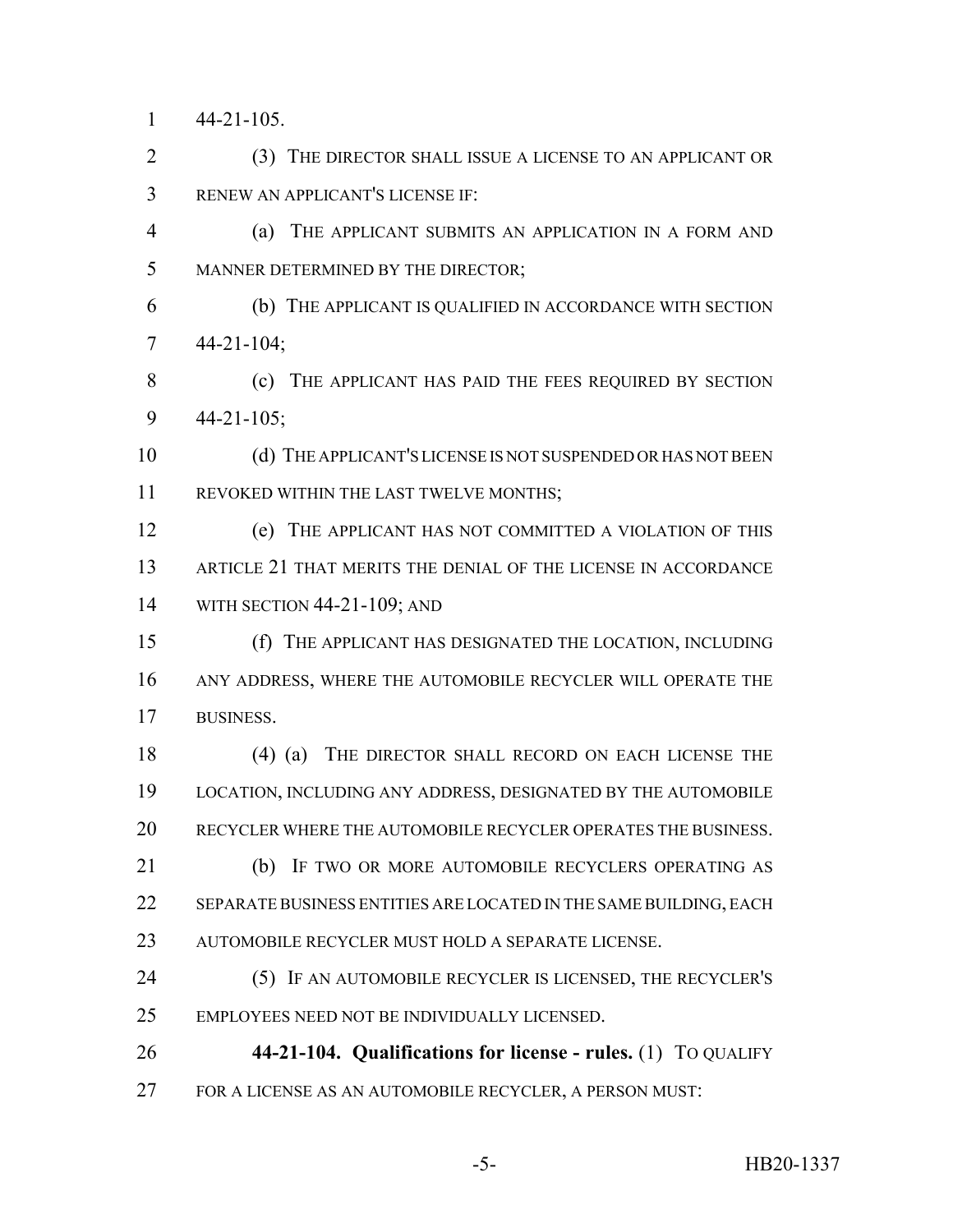44-21-105.

(3) THE DIRECTOR SHALL ISSUE A LICENSE TO AN APPLICANT OR RENEW AN APPLICANT'S LICENSE IF:

(a) THE APPLICANT SUBMITS AN APPLICATION IN A FORM AND MANNER DETERMINED BY THE DIRECTOR;

(b) THE APPLICANT IS QUALIFIED IN ACCORDANCE WITH SECTION 44-21-104;

(c) THE APPLICANT HAS PAID THE FEES REQUIRED BY SECTION 44-21-105;

(d) THE APPLICANT'S LICENSE IS NOT SUSPENDED OR HAS NOT BEEN REVOKED WITHIN THE LAST TWELVE MONTHS;

(e) THE APPLICANT HAS NOT COMMITTED A VIOLATION OF THIS ARTICLE 21 THAT MERITS THE DENIAL OF THE LICENSE IN ACCORDANCE WITH SECTION 44-21-109; AND

(f) THE APPLICANT HAS DESIGNATED THE LOCATION, INCLUDING ANY ADDRESS, WHERE THE AUTOMOBILE RECYCLER WILL OPERATE THE BUSINESS.

(4) (a) THE DIRECTOR SHALL RECORD ON EACH LICENSE THE LOCATION, INCLUDING ANY ADDRESS, DESIGNATED BY THE AUTOMOBILE RECYCLER WHERE THE AUTOMOBILE RECYCLER OPERATES THE BUSINESS.

(b) IF TWO OR MORE AUTOMOBILE RECYCLERS OPERATING AS SEPARATE BUSINESS ENTITIES ARE LOCATED IN THE SAME BUILDING, EACH AUTOMOBILE RECYCLER MUST HOLD A SEPARATE LICENSE.

(5) IF AN AUTOMOBILE RECYCLER IS LICENSED, THE RECYCLER'S EMPLOYEES NEED NOT BE INDIVIDUALLY LICENSED.

**44-21-104. Qualifications for license - rules.** (1) TO QUALIFY FOR A LICENSE AS AN AUTOMOBILE RECYCLER, A PERSON MUST: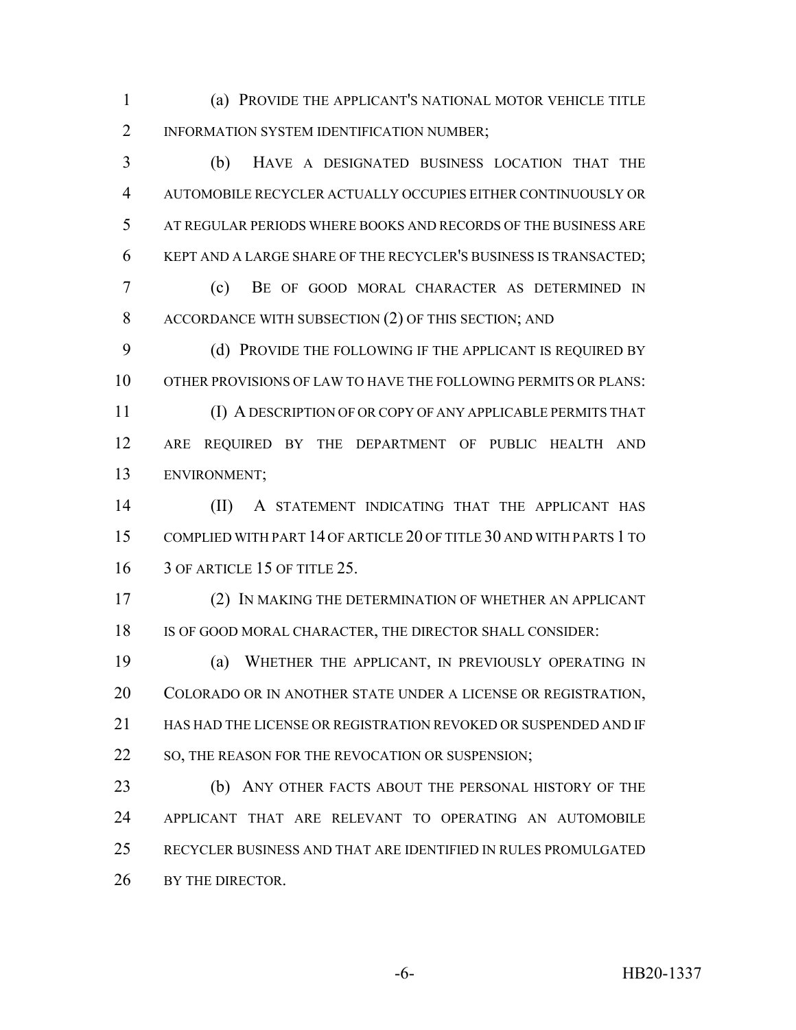(a) PROVIDE THE APPLICANT'S NATIONAL MOTOR VEHICLE TITLE INFORMATION SYSTEM IDENTIFICATION NUMBER;

(b) HAVE A DESIGNATED BUSINESS LOCATION THAT THE AUTOMOBILE RECYCLER ACTUALLY OCCUPIES EITHER CONTINUOUSLY OR AT REGULAR PERIODS WHERE BOOKS AND RECORDS OF THE BUSINESS ARE KEPT AND A LARGE SHARE OF THE RECYCLER'S BUSINESS IS TRANSACTED;

(c) BE OF GOOD MORAL CHARACTER AS DETERMINED IN ACCORDANCE WITH SUBSECTION (2) OF THIS SECTION; AND

(d) PROVIDE THE FOLLOWING IF THE APPLICANT IS REQUIRED BY OTHER PROVISIONS OF LAW TO HAVE THE FOLLOWING PERMITS OR PLANS:

(I) A DESCRIPTION OF OR COPY OF ANY APPLICABLE PERMITS THAT ARE REQUIRED BY THE DEPARTMENT OF PUBLIC HEALTH AND ENVIRONMENT;

(II) A STATEMENT INDICATING THAT THE APPLICANT HAS COMPLIED WITH PART 14 OF ARTICLE 20 OF TITLE 30 AND WITH PARTS 1 TO 3 OF ARTICLE 15 OF TITLE 25.

(2) IN MAKING THE DETERMINATION OF WHETHER AN APPLICANT IS OF GOOD MORAL CHARACTER, THE DIRECTOR SHALL CONSIDER:

(a) WHETHER THE APPLICANT, IN PREVIOUSLY OPERATING IN COLORADO OR IN ANOTHER STATE UNDER A LICENSE OR REGISTRATION, HAS HAD THE LICENSE OR REGISTRATION REVOKED OR SUSPENDED AND IF SO, THE REASON FOR THE REVOCATION OR SUSPENSION;

(b) ANY OTHER FACTS ABOUT THE PERSONAL HISTORY OF THE APPLICANT THAT ARE RELEVANT TO OPERATING AN AUTOMOBILE RECYCLER BUSINESS AND THAT ARE IDENTIFIED IN RULES PROMULGATED BY THE DIRECTOR.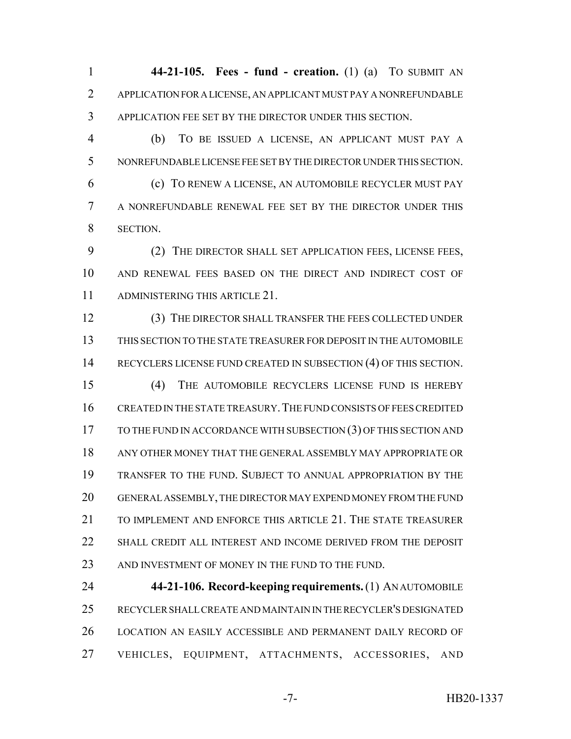**44-21-105. Fees - fund - creation.** (1) (a) TO SUBMIT AN APPLICATION FOR A LICENSE, AN APPLICANT MUST PAY A NONREFUNDABLE APPLICATION FEE SET BY THE DIRECTOR UNDER THIS SECTION.

(b) TO BE ISSUED A LICENSE, AN APPLICANT MUST PAY A NONREFUNDABLE LICENSE FEE SET BY THE DIRECTOR UNDER THIS SECTION.

(c) TO RENEW A LICENSE, AN AUTOMOBILE RECYCLER MUST PAY A NONREFUNDABLE RENEWAL FEE SET BY THE DIRECTOR UNDER THIS SECTION.

(2) THE DIRECTOR SHALL SET APPLICATION FEES, LICENSE FEES, AND RENEWAL FEES BASED ON THE DIRECT AND INDIRECT COST OF ADMINISTERING THIS ARTICLE 21.

(3) THE DIRECTOR SHALL TRANSFER THE FEES COLLECTED UNDER THIS SECTION TO THE STATE TREASURER FOR DEPOSIT IN THE AUTOMOBILE RECYCLERS LICENSE FUND CREATED IN SUBSECTION (4) OF THIS SECTION.

(4) THE AUTOMOBILE RECYCLERS LICENSE FUND IS HEREBY CREATED IN THE STATE TREASURY. THE FUND CONSISTS OF FEES CREDITED TO THE FUND IN ACCORDANCE WITH SUBSECTION (3) OF THIS SECTION AND ANY OTHER MONEY THAT THE GENERAL ASSEMBLY MAY APPROPRIATE OR TRANSFER TO THE FUND. SUBJECT TO ANNUAL APPROPRIATION BY THE GENERAL ASSEMBLY, THE DIRECTOR MAY EXPEND MONEY FROM THE FUND TO IMPLEMENT AND ENFORCE THIS ARTICLE 21. THE STATE TREASURER SHALL CREDIT ALL INTEREST AND INCOME DERIVED FROM THE DEPOSIT AND INVESTMENT OF MONEY IN THE FUND TO THE FUND.

**44-21-106. Record-keeping requirements.** (1) AN AUTOMOBILE RECYCLER SHALL CREATE AND MAINTAIN IN THE RECYCLER'S DESIGNATED LOCATION AN EASILY ACCESSIBLE AND PERMANENT DAILY RECORD OF VEHICLES, EQUIPMENT, ATTACHMENTS, ACCESSORIES, AND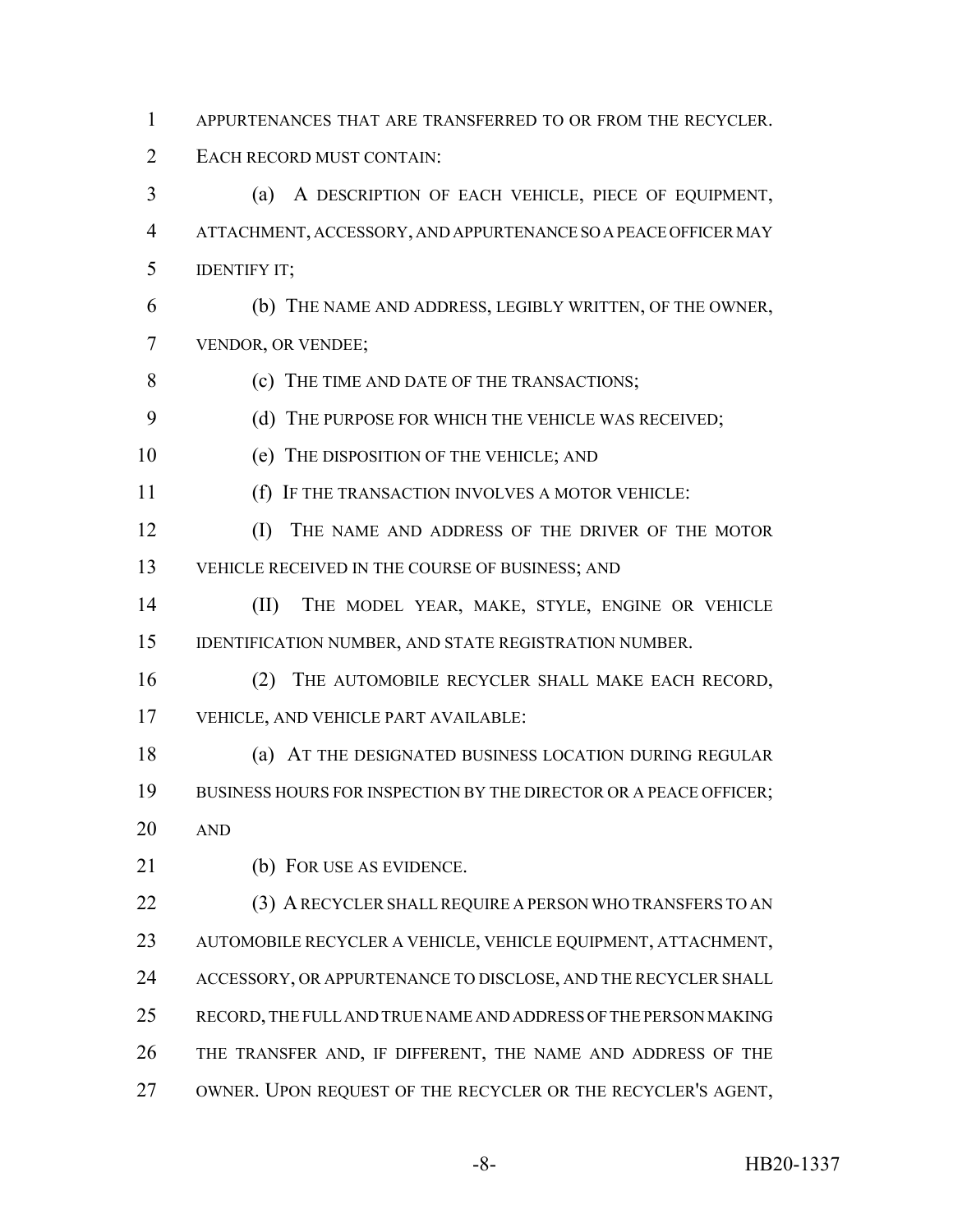APPURTENANCES THAT ARE TRANSFERRED TO OR FROM THE RECYCLER. EACH RECORD MUST CONTAIN:

(a) A DESCRIPTION OF EACH VEHICLE, PIECE OF EQUIPMENT, ATTACHMENT, ACCESSORY, AND APPURTENANCE SO A PEACE OFFICER MAY IDENTIFY IT;

(b) THE NAME AND ADDRESS, LEGIBLY WRITTEN, OF THE OWNER, VENDOR, OR VENDEE;

(c) THE TIME AND DATE OF THE TRANSACTIONS;

(d) THE PURPOSE FOR WHICH THE VEHICLE WAS RECEIVED;

(e) THE DISPOSITION OF THE VEHICLE; AND

(f) IF THE TRANSACTION INVOLVES A MOTOR VEHICLE:

(I) THE NAME AND ADDRESS OF THE DRIVER OF THE MOTOR VEHICLE RECEIVED IN THE COURSE OF BUSINESS; AND

(II) THE MODEL YEAR, MAKE, STYLE, ENGINE OR VEHICLE IDENTIFICATION NUMBER, AND STATE REGISTRATION NUMBER.

(2) THE AUTOMOBILE RECYCLER SHALL MAKE EACH RECORD, VEHICLE, AND VEHICLE PART AVAILABLE:

(a) AT THE DESIGNATED BUSINESS LOCATION DURING REGULAR BUSINESS HOURS FOR INSPECTION BY THE DIRECTOR OR A PEACE OFFICER; AND

(b) FOR USE AS EVIDENCE.

(3) A RECYCLER SHALL REQUIRE A PERSON WHO TRANSFERS TO AN AUTOMOBILE RECYCLER A VEHICLE, VEHICLE EQUIPMENT, ATTACHMENT, ACCESSORY, OR APPURTENANCE TO DISCLOSE, AND THE RECYCLER SHALL RECORD, THE FULL AND TRUE NAME AND ADDRESS OF THE PERSON MAKING THE TRANSFER AND, IF DIFFERENT, THE NAME AND ADDRESS OF THE OWNER. UPON REQUEST OF THE RECYCLER OR THE RECYCLER'S AGENT,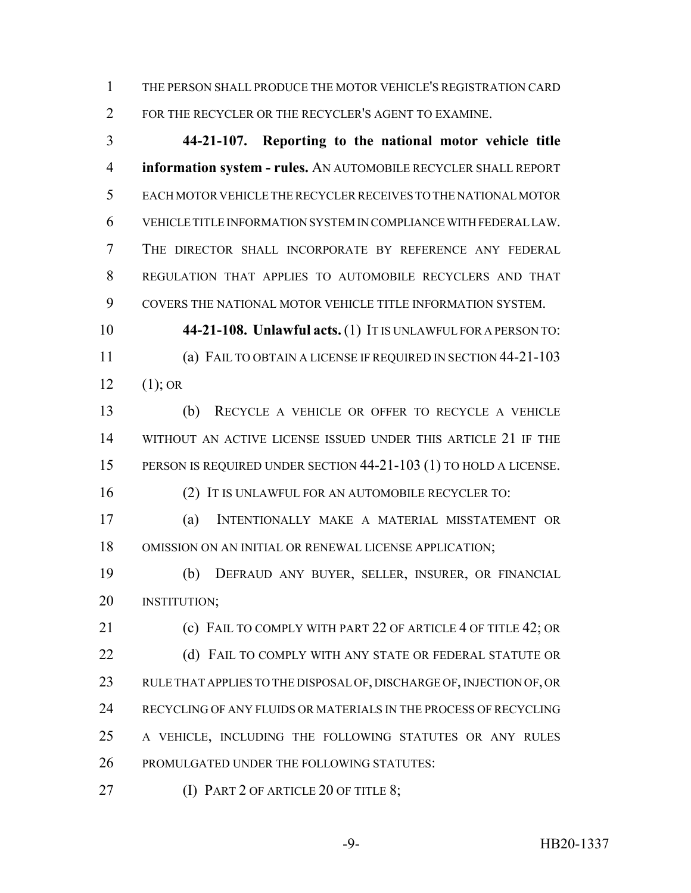THE PERSON SHALL PRODUCE THE MOTOR VEHICLE'S REGISTRATION CARD FOR THE RECYCLER OR THE RECYCLER'S AGENT TO EXAMINE.

**44-21-107. Reporting to the national motor vehicle title information system - rules.** AN AUTOMOBILE RECYCLER SHALL REPORT EACH MOTOR VEHICLE THE RECYCLER RECEIVES TO THE NATIONAL MOTOR VEHICLE TITLE INFORMATION SYSTEM IN COMPLIANCE WITH FEDERAL LAW. THE DIRECTOR SHALL INCORPORATE BY REFERENCE ANY FEDERAL REGULATION THAT APPLIES TO AUTOMOBILE RECYCLERS AND THAT COVERS THE NATIONAL MOTOR VEHICLE TITLE INFORMATION SYSTEM.

**44-21-108. Unlawful acts.** (1) IT IS UNLAWFUL FOR A PERSON TO:

(a) FAIL TO OBTAIN A LICENSE IF REQUIRED IN SECTION 44-21-103 (1); OR

(b) RECYCLE A VEHICLE OR OFFER TO RECYCLE A VEHICLE WITHOUT AN ACTIVE LICENSE ISSUED UNDER THIS ARTICLE 21 IF THE PERSON IS REQUIRED UNDER SECTION 44-21-103 (1) TO HOLD A LICENSE.

(2) IT IS UNLAWFUL FOR AN AUTOMOBILE RECYCLER TO:

(a) INTENTIONALLY MAKE A MATERIAL MISSTATEMENT OR OMISSION ON AN INITIAL OR RENEWAL LICENSE APPLICATION;

(b) DEFRAUD ANY BUYER, SELLER, INSURER, OR FINANCIAL INSTITUTION;

(c) FAIL TO COMPLY WITH PART 22 OF ARTICLE 4 OF TITLE 42; OR

(d) FAIL TO COMPLY WITH ANY STATE OR FEDERAL STATUTE OR RULE THAT APPLIES TO THE DISPOSAL OF, DISCHARGE OF, INJECTION OF, OR RECYCLING OF ANY FLUIDS OR MATERIALS IN THE PROCESS OF RECYCLING A VEHICLE, INCLUDING THE FOLLOWING STATUTES OR ANY RULES PROMULGATED UNDER THE FOLLOWING STATUTES:

(I) PART 2 OF ARTICLE 20 OF TITLE 8;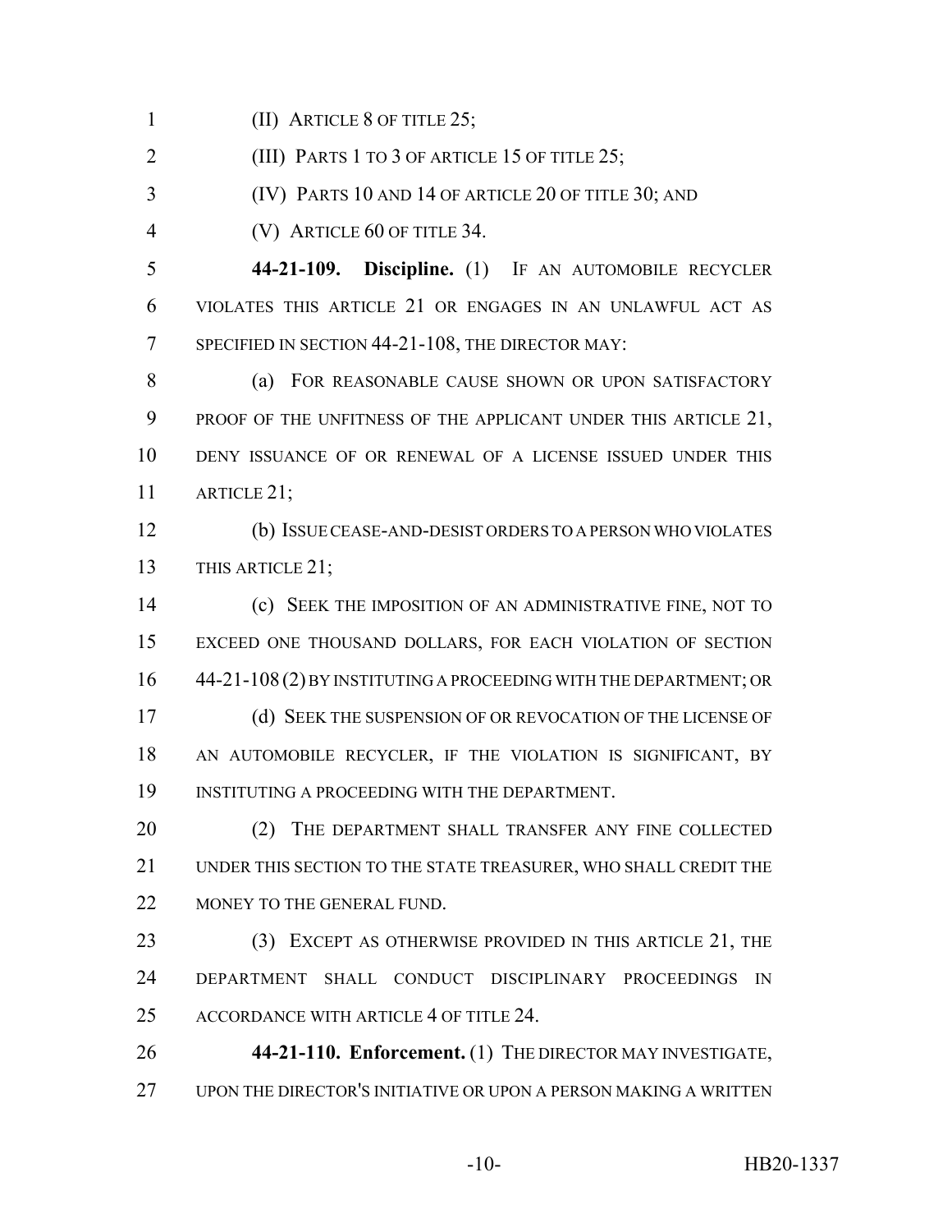(II) ARTICLE 8 OF TITLE 25;

(III) PARTS 1 TO 3 OF ARTICLE 15 OF TITLE 25;

(IV) PARTS 10 AND 14 OF ARTICLE 20 OF TITLE 30; AND

(V) ARTICLE 60 OF TITLE 34.

**44-21-109. Discipline.** (1) IF AN AUTOMOBILE RECYCLER VIOLATES THIS ARTICLE 21 OR ENGAGES IN AN UNLAWFUL ACT AS SPECIFIED IN SECTION 44-21-108, THE DIRECTOR MAY:

(a) FOR REASONABLE CAUSE SHOWN OR UPON SATISFACTORY PROOF OF THE UNFITNESS OF THE APPLICANT UNDER THIS ARTICLE 21, DENY ISSUANCE OF OR RENEWAL OF A LICENSE ISSUED UNDER THIS ARTICLE 21;

(b) ISSUE CEASE-AND-DESIST ORDERS TO A PERSON WHO VIOLATES THIS ARTICLE 21;

(c) SEEK THE IMPOSITION OF AN ADMINISTRATIVE FINE, NOT TO EXCEED ONE THOUSAND DOLLARS, FOR EACH VIOLATION OF SECTION 44-21-108 (2) BY INSTITUTING A PROCEEDING WITH THE DEPARTMENT; OR

(d) SEEK THE SUSPENSION OF OR REVOCATION OF THE LICENSE OF AN AUTOMOBILE RECYCLER, IF THE VIOLATION IS SIGNIFICANT, BY INSTITUTING A PROCEEDING WITH THE DEPARTMENT.

(2) THE DEPARTMENT SHALL TRANSFER ANY FINE COLLECTED UNDER THIS SECTION TO THE STATE TREASURER, WHO SHALL CREDIT THE MONEY TO THE GENERAL FUND.

(3) EXCEPT AS OTHERWISE PROVIDED IN THIS ARTICLE 21, THE DEPARTMENT SHALL CONDUCT DISCIPLINARY PROCEEDINGS IN ACCORDANCE WITH ARTICLE 4 OF TITLE 24.

**44-21-110. Enforcement.** (1) THE DIRECTOR MAY INVESTIGATE, UPON THE DIRECTOR'S INITIATIVE OR UPON A PERSON MAKING A WRITTEN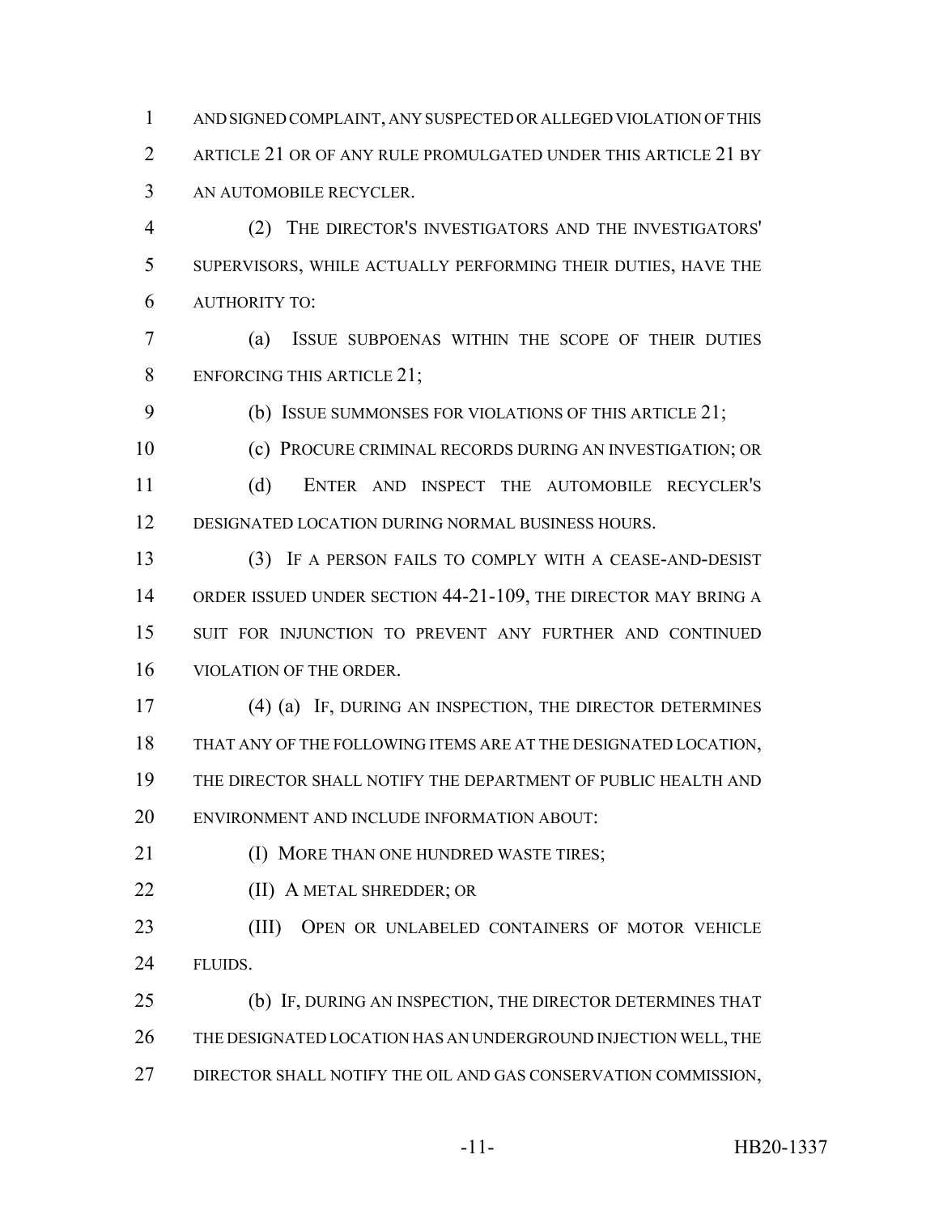AND SIGNED COMPLAINT, ANY SUSPECTED OR ALLEGED VIOLATION OF THIS ARTICLE 21 OR OF ANY RULE PROMULGATED UNDER THIS ARTICLE 21 BY AN AUTOMOBILE RECYCLER.

(2) THE DIRECTOR'S INVESTIGATORS AND THE INVESTIGATORS' SUPERVISORS, WHILE ACTUALLY PERFORMING THEIR DUTIES, HAVE THE AUTHORITY TO:

(a) ISSUE SUBPOENAS WITHIN THE SCOPE OF THEIR DUTIES ENFORCING THIS ARTICLE 21;

(b) ISSUE SUMMONSES FOR VIOLATIONS OF THIS ARTICLE 21;

(c) PROCURE CRIMINAL RECORDS DURING AN INVESTIGATION; OR

(d) ENTER AND INSPECT THE AUTOMOBILE RECYCLER'S DESIGNATED LOCATION DURING NORMAL BUSINESS HOURS.

(3) IF A PERSON FAILS TO COMPLY WITH A CEASE-AND-DESIST ORDER ISSUED UNDER SECTION 44-21-109, THE DIRECTOR MAY BRING A SUIT FOR INJUNCTION TO PREVENT ANY FURTHER AND CONTINUED VIOLATION OF THE ORDER.

(4) (a) IF, DURING AN INSPECTION, THE DIRECTOR DETERMINES THAT ANY OF THE FOLLOWING ITEMS ARE AT THE DESIGNATED LOCATION, THE DIRECTOR SHALL NOTIFY THE DEPARTMENT OF PUBLIC HEALTH AND ENVIRONMENT AND INCLUDE INFORMATION ABOUT:

(I) MORE THAN ONE HUNDRED WASTE TIRES;

(II) A METAL SHREDDER; OR

(III) OPEN OR UNLABELED CONTAINERS OF MOTOR VEHICLE FLUIDS.

(b) IF, DURING AN INSPECTION, THE DIRECTOR DETERMINES THAT THE DESIGNATED LOCATION HAS AN UNDERGROUND INJECTION WELL, THE DIRECTOR SHALL NOTIFY THE OIL AND GAS CONSERVATION COMMISSION,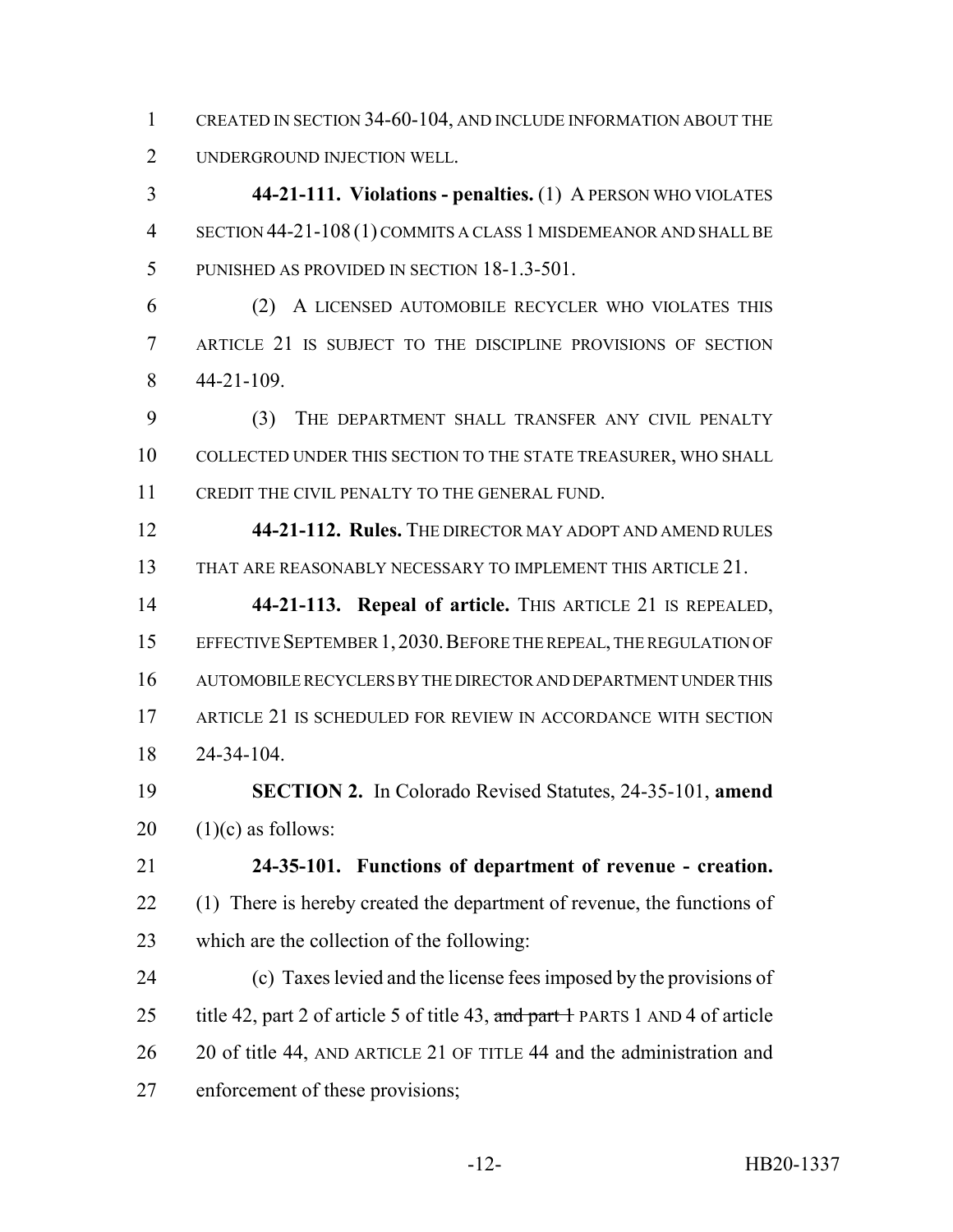CREATED IN SECTION 34-60-104, AND INCLUDE INFORMATION ABOUT THE UNDERGROUND INJECTION WELL.

**44-21-111. Violations - penalties.** (1) A PERSON WHO VIOLATES SECTION 44-21-108 (1) COMMITS A CLASS 1 MISDEMEANOR AND SHALL BE PUNISHED AS PROVIDED IN SECTION 18-1.3-501.

(2) A LICENSED AUTOMOBILE RECYCLER WHO VIOLATES THIS ARTICLE 21 IS SUBJECT TO THE DISCIPLINE PROVISIONS OF SECTION 44-21-109.

(3) THE DEPARTMENT SHALL TRANSFER ANY CIVIL PENALTY COLLECTED UNDER THIS SECTION TO THE STATE TREASURER, WHO SHALL CREDIT THE CIVIL PENALTY TO THE GENERAL FUND.

**44-21-112. Rules.** THE DIRECTOR MAY ADOPT AND AMEND RULES THAT ARE REASONABLY NECESSARY TO IMPLEMENT THIS ARTICLE 21.

**44-21-113. Repeal of article.** THIS ARTICLE 21 IS REPEALED, EFFECTIVE SEPTEMBER 1, 2030. BEFORE THE REPEAL, THE REGULATION OF AUTOMOBILE RECYCLERS BY THE DIRECTOR AND DEPARTMENT UNDER THIS ARTICLE 21 IS SCHEDULED FOR REVIEW IN ACCORDANCE WITH SECTION 24-34-104.

**SECTION 2.** In Colorado Revised Statutes, 24-35-101, **amend** (1)(c) as follows:

**24-35-101. Functions of department of revenue - creation.** (1) There is hereby created the department of revenue, the functions of which are the collection of the following:

(c) Taxes levied and the license fees imposed by the provisions of title 42, part 2 of article 5 of title 43, ~~and part 1~~ PARTS 1 AND 4 of article 20 of title 44, AND ARTICLE 21 OF TITLE 44 and the administration and enforcement of these provisions;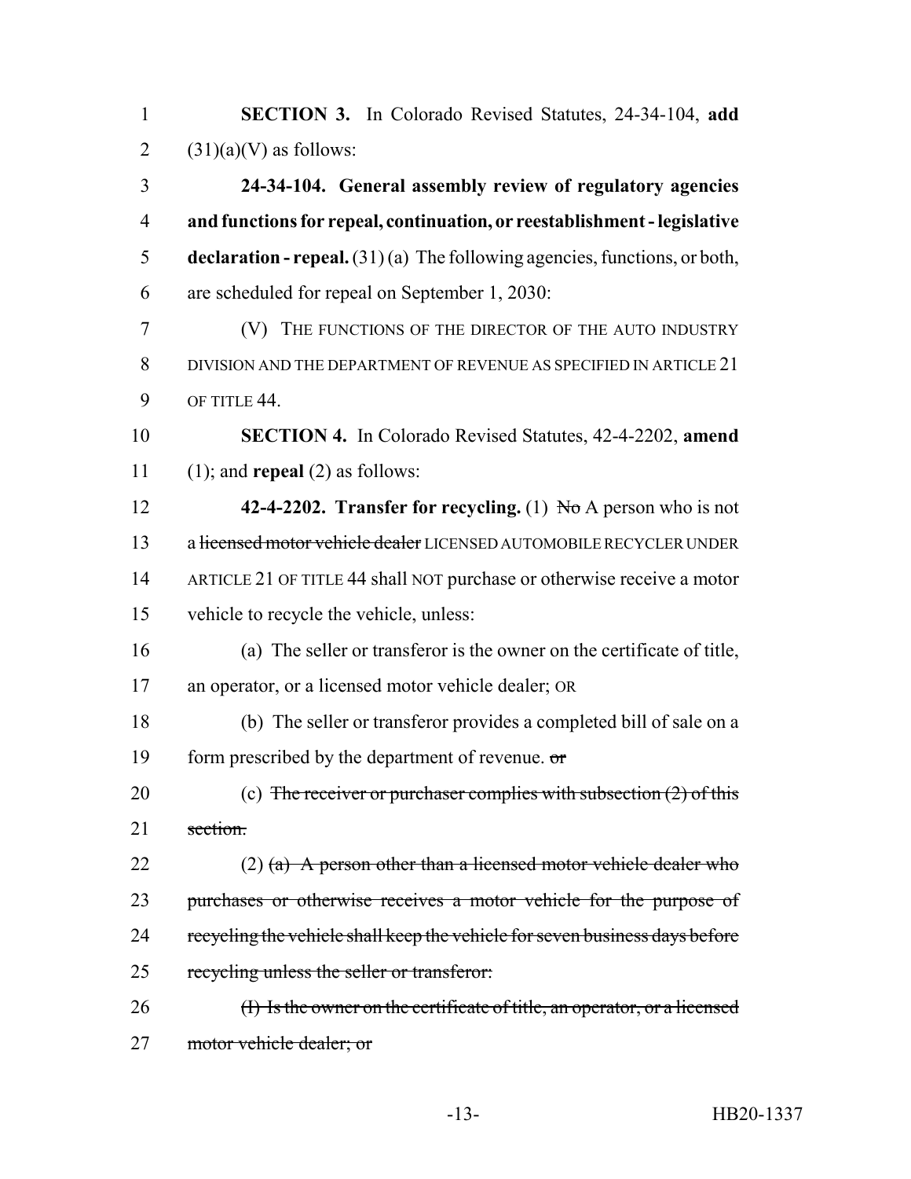**SECTION 3.** In Colorado Revised Statutes, 24-34-104, **add** (31)(a)(V) as follows:

**24-34-104. General assembly review of regulatory agencies and functions for repeal, continuation, or reestablishment - legislative declaration - repeal.** (31) (a) The following agencies, functions, or both, are scheduled for repeal on September 1, 2030:

(V) THE FUNCTIONS OF THE DIRECTOR OF THE AUTO INDUSTRY DIVISION AND THE DEPARTMENT OF REVENUE AS SPECIFIED IN ARTICLE 21 OF TITLE 44.

**SECTION 4.** In Colorado Revised Statutes, 42-4-2202, **amend** (1); and **repeal** (2) as follows:

**42-4-2202. Transfer for recycling.** (1) ~~No~~ A person who is not a ~~licensed motor vehicle dealer~~ LICENSED AUTOMOBILE RECYCLER UNDER ARTICLE 21 OF TITLE 44 shall NOT purchase or otherwise receive a motor vehicle to recycle the vehicle, unless:

(a) The seller or transferor is the owner on the certificate of title, an operator, or a licensed motor vehicle dealer; OR

(b) The seller or transferor provides a completed bill of sale on a form prescribed by the department of revenue. ~~or~~

(c) ~~The receiver or purchaser complies with subsection (2) of this section.~~

(2) ~~(a) A person other than a licensed motor vehicle dealer who purchases or otherwise receives a motor vehicle for the purpose of recycling the vehicle shall keep the vehicle for seven business days before recycling unless the seller or transferor:~~

~~(I) Is the owner on the certificate of title, an operator, or a licensed motor vehicle dealer; or~~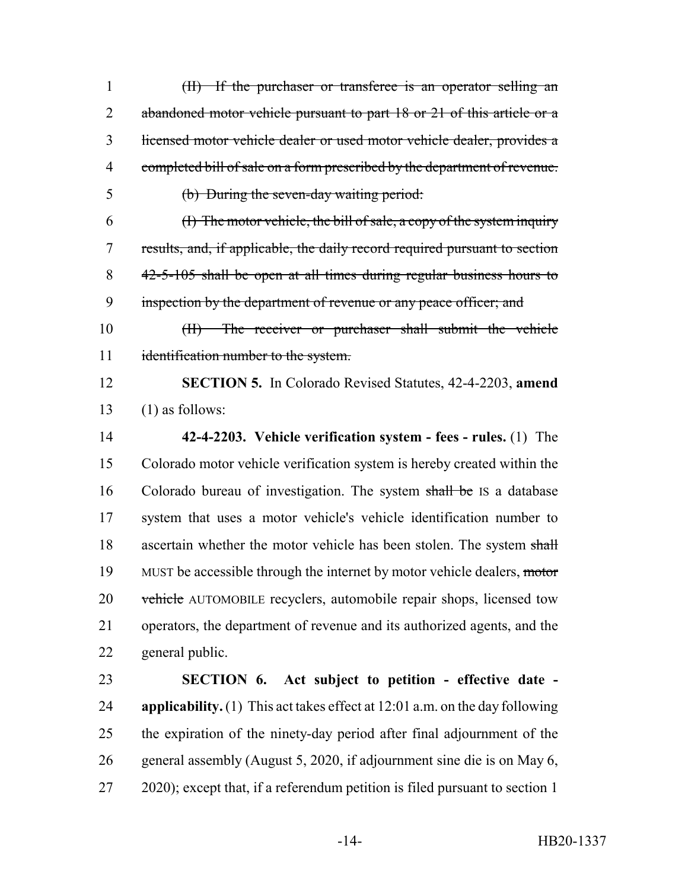1 ~~(II) If the purchaser or transferee is an operator selling an~~
2 ~~abandoned motor vehicle pursuant to part 18 or 21 of this article or a~~
3 ~~licensed motor vehicle dealer or used motor vehicle dealer, provides a~~
4 ~~completed bill of sale on a form prescribed by the department of revenue.~~
5 ~~(b) During the seven-day waiting period:~~
6 ~~(I) The motor vehicle, the bill of sale, a copy of the system inquiry~~
7 ~~results, and, if applicable, the daily record required pursuant to section~~
8 ~~42-5-105 shall be open at all times during regular business hours to~~
9 ~~inspection by the department of revenue or any peace officer; and~~
10 ~~(II) The receiver or purchaser shall submit the vehicle~~
11 ~~identification number to the system.~~
12 **SECTION 5.** In Colorado Revised Statutes, 42-4-2203, **amend**
13 (1) as follows:
14 **42-4-2203. Vehicle verification system - fees - rules.** (1) The
15 Colorado motor vehicle verification system is hereby created within the
16 Colorado bureau of investigation. The system ~~shall be~~ IS a database
17 system that uses a motor vehicle's vehicle identification number to
18 ascertain whether the motor vehicle has been stolen. The system ~~shall~~
19 MUST be accessible through the internet by motor vehicle dealers, ~~motor~~
20 ~~vehicle~~ AUTOMOBILE recyclers, automobile repair shops, licensed tow
21 operators, the department of revenue and its authorized agents, and the
22 general public.
23 **SECTION 6. Act subject to petition - effective date -**
24 **applicability.** (1) This act takes effect at 12:01 a.m. on the day following
25 the expiration of the ninety-day period after final adjournment of the
26 general assembly (August 5, 2020, if adjournment sine die is on May 6,
27 2020); except that, if a referendum petition is filed pursuant to section 1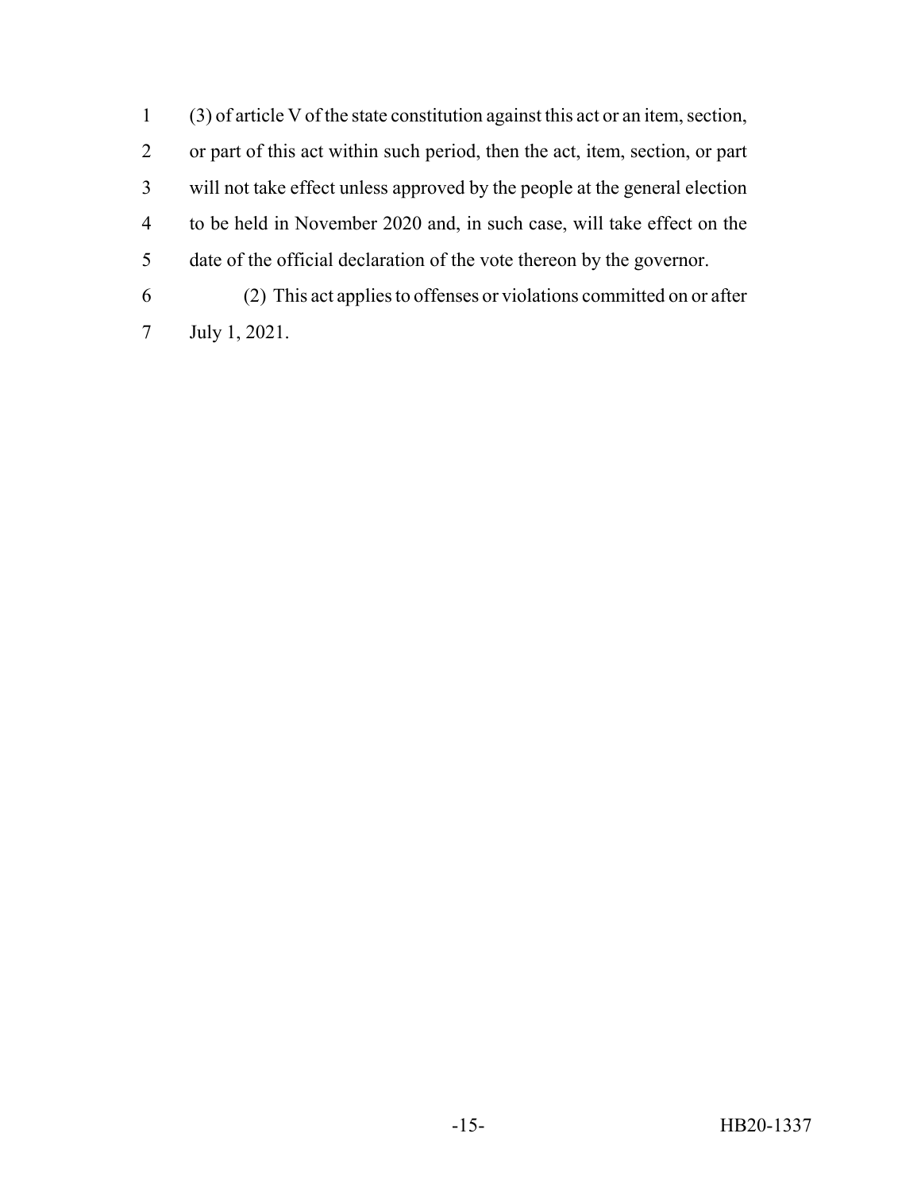(3) of article V of the state constitution against this act or an item, section, or part of this act within such period, then the act, item, section, or part will not take effect unless approved by the people at the general election to be held in November 2020 and, in such case, will take effect on the date of the official declaration of the vote thereon by the governor.

(2) This act applies to offenses or violations committed on or after July 1, 2021.